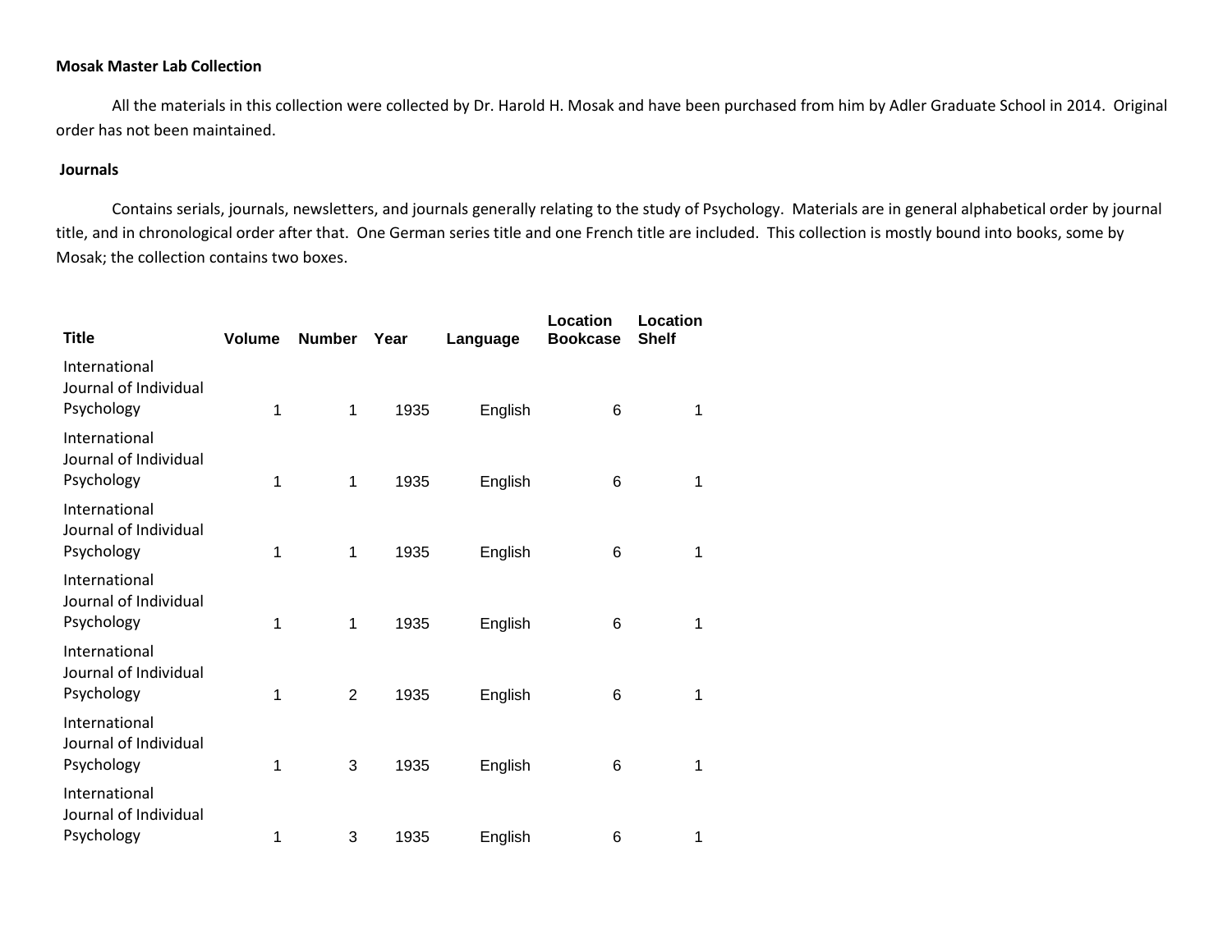**Mosak Master Lab Collection**

All the materials in this collection were collected by Dr. Harold H. Mosak and have been purchased from him by Adler Graduate School in 2014. Original order has not been maintained.

**Journals**

Contains serials, journals, newsletters, and journals generally relating to the study of Psychology. Materials are in general alphabetical order by journal title, and in chronological order after that. One German series title and one French title are included. This collection is mostly bound into books, some by Mosak; the collection contains two boxes.

| Title | Volume | Number | Year | Language | Location Bookcase | Location Shelf |
|---|---|---|---|---|---|---|
| International Journal of Individual Psychology | 1 | 1 | 1935 | English | 6 | 1 |
| International Journal of Individual Psychology | 1 | 1 | 1935 | English | 6 | 1 |
| International Journal of Individual Psychology | 1 | 1 | 1935 | English | 6 | 1 |
| International Journal of Individual Psychology | 1 | 1 | 1935 | English | 6 | 1 |
| International Journal of Individual Psychology | 1 | 2 | 1935 | English | 6 | 1 |
| International Journal of Individual Psychology | 1 | 3 | 1935 | English | 6 | 1 |
| International Journal of Individual Psychology | 1 | 3 | 1935 | English | 6 | 1 |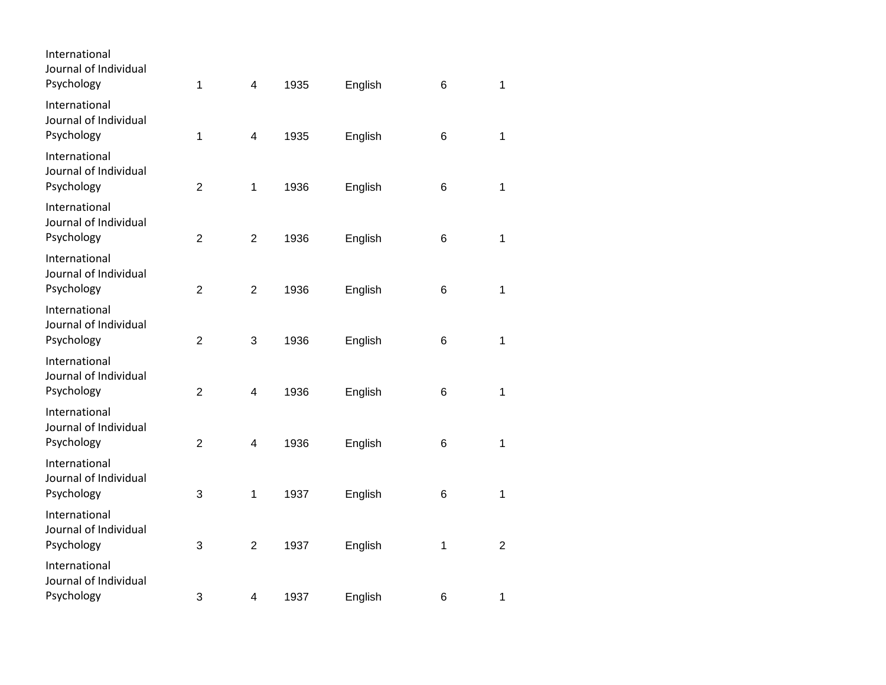| | | | | | | |
|---|---|---|---|---|---|---|
| International Journal of Individual Psychology | 1 | 4 | 1935 | English | 6 | 1 |
| International Journal of Individual Psychology | 1 | 4 | 1935 | English | 6 | 1 |
| International Journal of Individual Psychology | 2 | 1 | 1936 | English | 6 | 1 |
| International Journal of Individual Psychology | 2 | 2 | 1936 | English | 6 | 1 |
| International Journal of Individual Psychology | 2 | 2 | 1936 | English | 6 | 1 |
| International Journal of Individual Psychology | 2 | 3 | 1936 | English | 6 | 1 |
| International Journal of Individual Psychology | 2 | 4 | 1936 | English | 6 | 1 |
| International Journal of Individual Psychology | 2 | 4 | 1936 | English | 6 | 1 |
| International Journal of Individual Psychology | 3 | 1 | 1937 | English | 6 | 1 |
| International Journal of Individual Psychology | 3 | 2 | 1937 | English | 1 | 2 |
| International Journal of Individual Psychology | 3 | 4 | 1937 | English | 6 | 1 |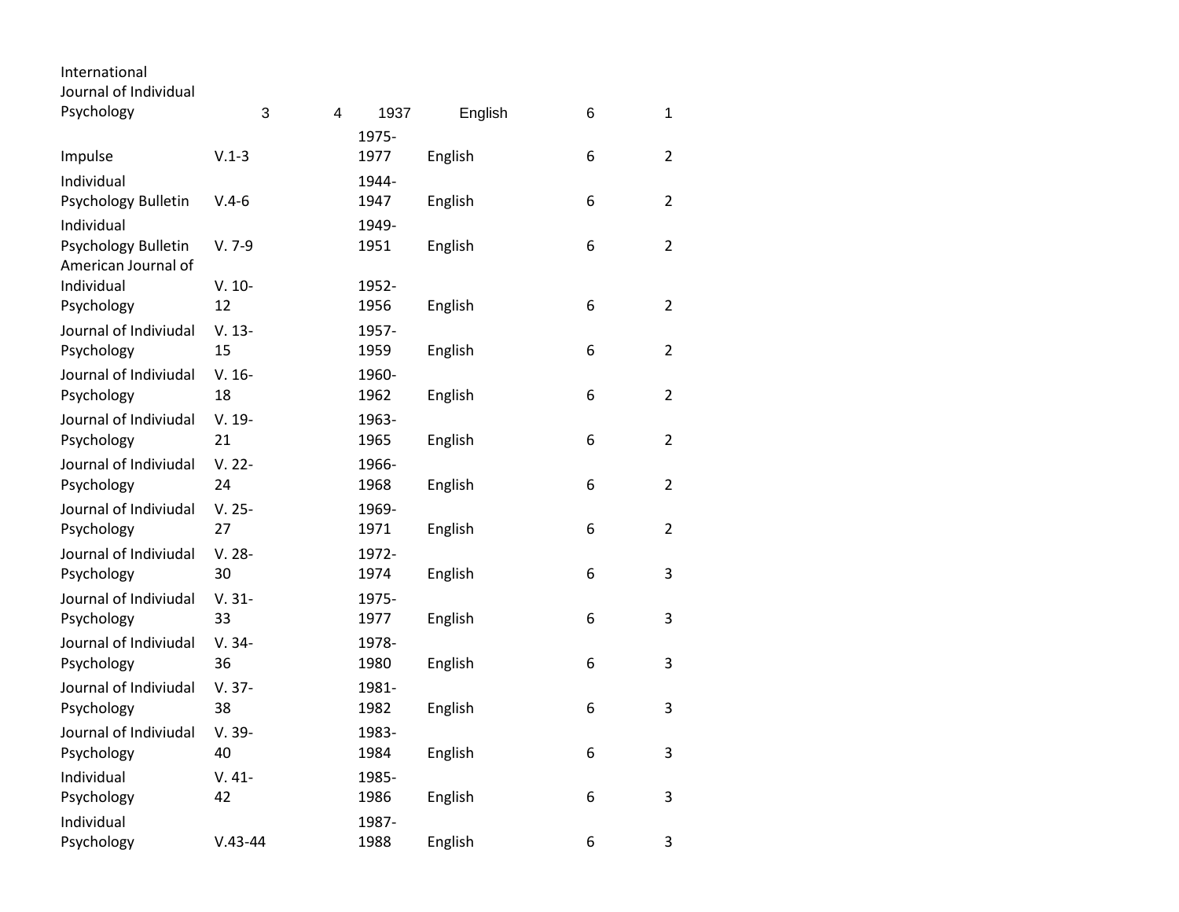| | | | | | | |
|---|---|---|---|---|---|---|
| International Journal of Individual Psychology | 3 | 4 | 1937 | English | 6 | 1 |
| Impulse | V.1-3 | | 1975-1977 | English | 6 | 2 |
| Individual Psychology Bulletin | V.4-6 | | 1944-1947 | English | 6 | 2 |
| Individual Psychology Bulletin | V. 7-9 | | 1949-1951 | English | 6 | 2 |
| American Journal of Individual Psychology | V. 10-12 | | 1952-1956 | English | 6 | 2 |
| Journal of Indiviudal Psychology | V. 13-15 | | 1957-1959 | English | 6 | 2 |
| Journal of Indiviudal Psychology | V. 16-18 | | 1960-1962 | English | 6 | 2 |
| Journal of Indiviudal Psychology | V. 19-21 | | 1963-1965 | English | 6 | 2 |
| Journal of Indiviudal Psychology | V. 22-24 | | 1966-1968 | English | 6 | 2 |
| Journal of Indiviudal Psychology | V. 25-27 | | 1969-1971 | English | 6 | 2 |
| Journal of Indiviudal Psychology | V. 28-30 | | 1972-1974 | English | 6 | 3 |
| Journal of Indiviudal Psychology | V. 31-33 | | 1975-1977 | English | 6 | 3 |
| Journal of Indiviudal Psychology | V. 34-36 | | 1978-1980 | English | 6 | 3 |
| Journal of Indiviudal Psychology | V. 37-38 | | 1981-1982 | English | 6 | 3 |
| Journal of Indiviudal Psychology | V. 39-40 | | 1983-1984 | English | 6 | 3 |
| Individual Psychology | V. 41-42 | | 1985-1986 | English | 6 | 3 |
| Individual Psychology | V.43-44 | | 1987-1988 | English | 6 | 3 |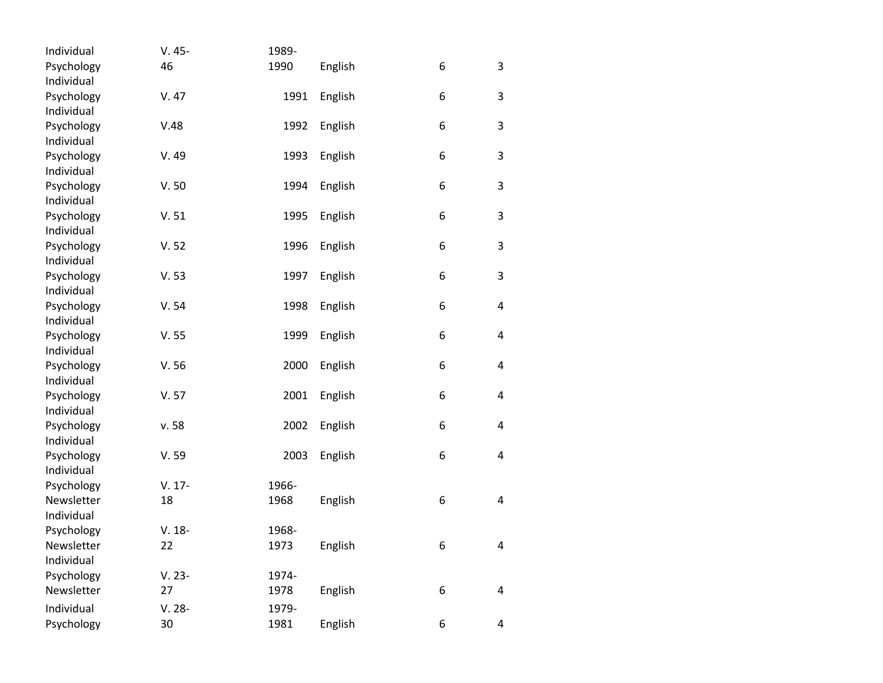| | | | | | |
|---|---|---|---|---|---|
| Individual Psychology | V. 45-46 | 1989-1990 | English | 6 | 3 |
| Individual Psychology | V. 47 | 1991 | English | 6 | 3 |
| Individual Psychology | V.48 | 1992 | English | 6 | 3 |
| Individual Psychology | V. 49 | 1993 | English | 6 | 3 |
| Individual Psychology | V. 50 | 1994 | English | 6 | 3 |
| Individual Psychology | V. 51 | 1995 | English | 6 | 3 |
| Individual Psychology | V. 52 | 1996 | English | 6 | 3 |
| Individual Psychology | V. 53 | 1997 | English | 6 | 3 |
| Individual Psychology | V. 54 | 1998 | English | 6 | 4 |
| Individual Psychology | V. 55 | 1999 | English | 6 | 4 |
| Individual Psychology | V. 56 | 2000 | English | 6 | 4 |
| Individual Psychology | V. 57 | 2001 | English | 6 | 4 |
| Individual Psychology | v. 58 | 2002 | English | 6 | 4 |
| Individual Psychology | V. 59 | 2003 | English | 6 | 4 |
| Individual Psychology Newsletter | V. 17-18 | 1966-1968 | English | 6 | 4 |
| Individual Psychology Newsletter | V. 18-22 | 1968-1973 | English | 6 | 4 |
| Individual Psychology Newsletter | V. 23-27 | 1974-1978 | English | 6 | 4 |
| Individual Psychology | V. 28-30 | 1979-1981 | English | 6 | 4 |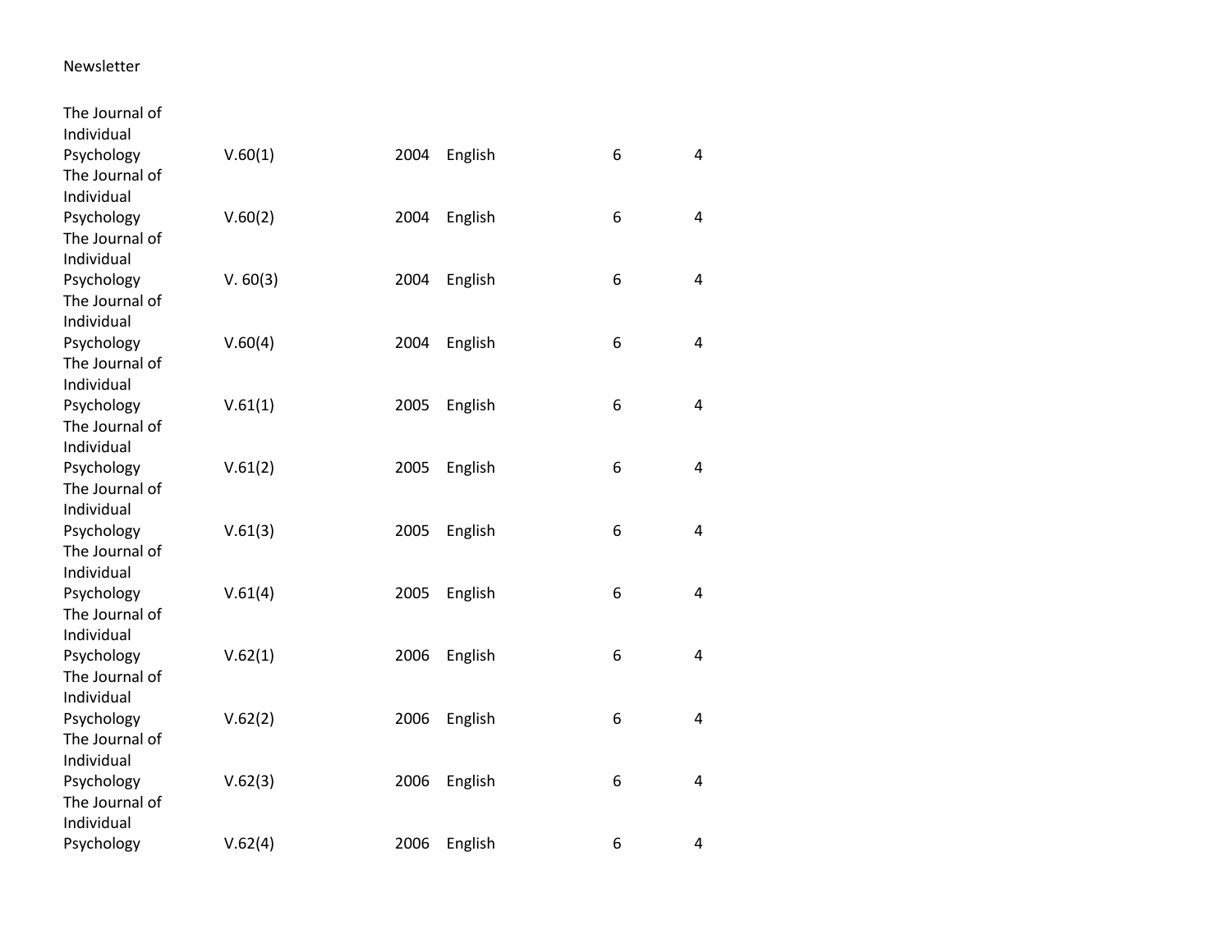Newsletter

| | | | | | |
|---|---|---|---|---|---|
| The Journal of Individual Psychology | V.60(1) | 2004 | English | 6 | 4 |
| The Journal of Individual Psychology | V.60(2) | 2004 | English | 6 | 4 |
| The Journal of Individual Psychology | V. 60(3) | 2004 | English | 6 | 4 |
| The Journal of Individual Psychology | V.60(4) | 2004 | English | 6 | 4 |
| The Journal of Individual Psychology | V.61(1) | 2005 | English | 6 | 4 |
| The Journal of Individual Psychology | V.61(2) | 2005 | English | 6 | 4 |
| The Journal of Individual Psychology | V.61(3) | 2005 | English | 6 | 4 |
| The Journal of Individual Psychology | V.61(4) | 2005 | English | 6 | 4 |
| The Journal of Individual Psychology | V.62(1) | 2006 | English | 6 | 4 |
| The Journal of Individual Psychology | V.62(2) | 2006 | English | 6 | 4 |
| The Journal of Individual Psychology | V.62(3) | 2006 | English | 6 | 4 |
| The Journal of Individual Psychology | V.62(4) | 2006 | English | 6 | 4 |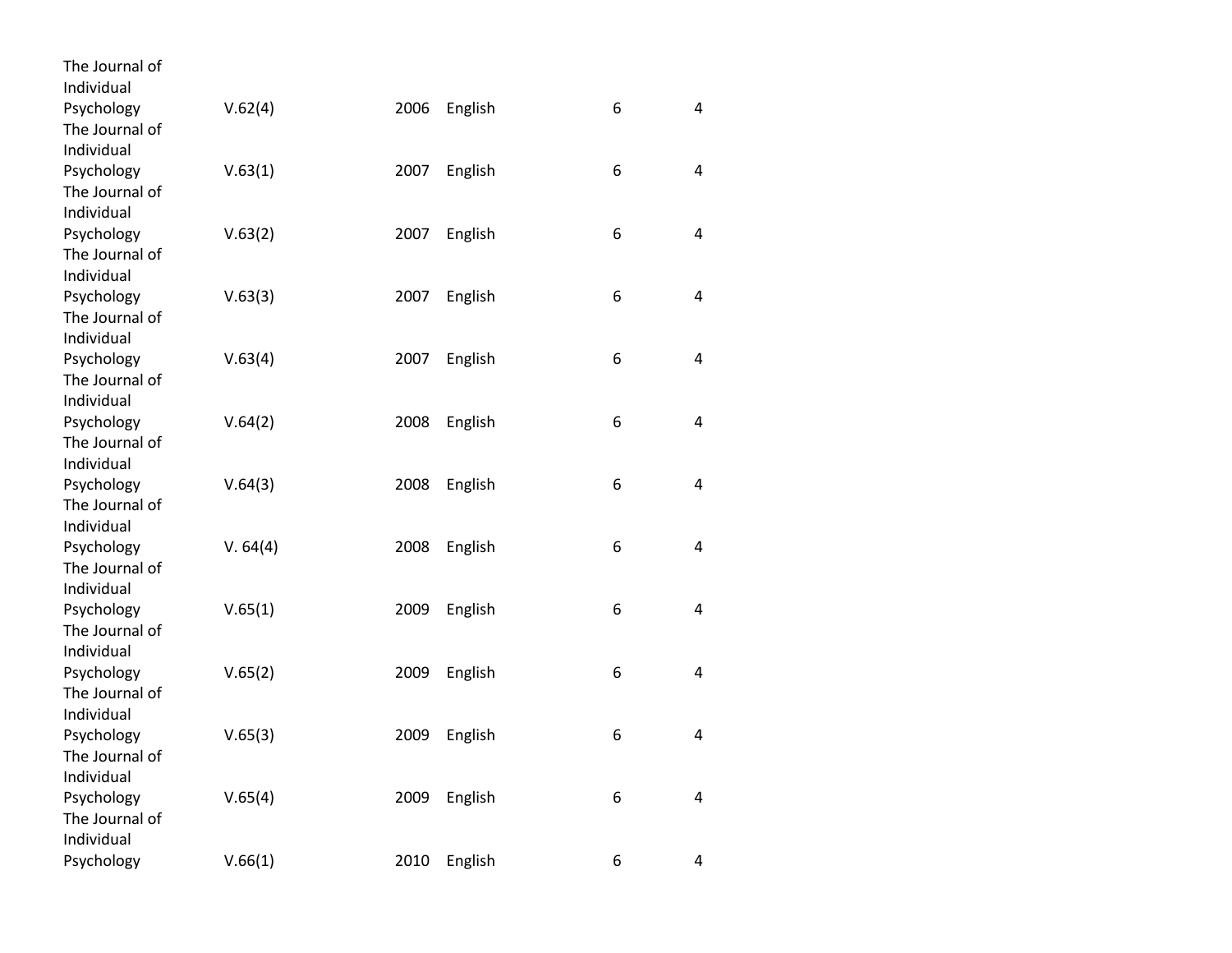| | | | | | |
|---|---|---|---|---|---|
| The Journal of Individual Psychology | V.62(4) | 2006 | English | 6 | 4 |
| The Journal of Individual Psychology | V.63(1) | 2007 | English | 6 | 4 |
| The Journal of Individual Psychology | V.63(2) | 2007 | English | 6 | 4 |
| The Journal of Individual Psychology | V.63(3) | 2007 | English | 6 | 4 |
| The Journal of Individual Psychology | V.63(4) | 2007 | English | 6 | 4 |
| The Journal of Individual Psychology | V.64(2) | 2008 | English | 6 | 4 |
| The Journal of Individual Psychology | V.64(3) | 2008 | English | 6 | 4 |
| The Journal of Individual Psychology | V. 64(4) | 2008 | English | 6 | 4 |
| The Journal of Individual Psychology | V.65(1) | 2009 | English | 6 | 4 |
| The Journal of Individual Psychology | V.65(2) | 2009 | English | 6 | 4 |
| The Journal of Individual Psychology | V.65(3) | 2009 | English | 6 | 4 |
| The Journal of Individual Psychology | V.65(4) | 2009 | English | 6 | 4 |
| The Journal of Individual Psychology | V.66(1) | 2010 | English | 6 | 4 |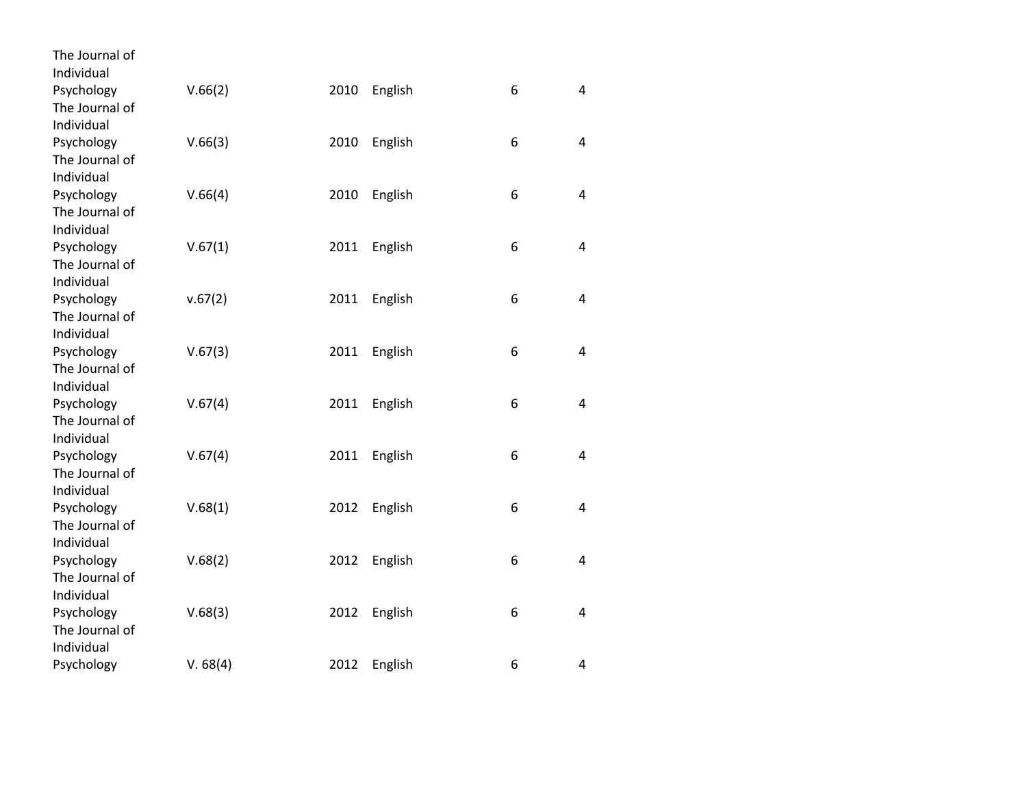| | | | | | |
|---|---|---|---|---|---|
| The Journal of Individual Psychology | V.66(2) | 2010 | English | 6 | 4 |
| The Journal of Individual Psychology | V.66(3) | 2010 | English | 6 | 4 |
| The Journal of Individual Psychology | V.66(4) | 2010 | English | 6 | 4 |
| The Journal of Individual Psychology | V.67(1) | 2011 | English | 6 | 4 |
| The Journal of Individual Psychology | v.67(2) | 2011 | English | 6 | 4 |
| The Journal of Individual Psychology | V.67(3) | 2011 | English | 6 | 4 |
| The Journal of Individual Psychology | V.67(4) | 2011 | English | 6 | 4 |
| The Journal of Individual Psychology | V.67(4) | 2011 | English | 6 | 4 |
| The Journal of Individual Psychology | V.68(1) | 2012 | English | 6 | 4 |
| The Journal of Individual Psychology | V.68(2) | 2012 | English | 6 | 4 |
| The Journal of Individual Psychology | V.68(3) | 2012 | English | 6 | 4 |
| The Journal of Individual Psychology | V. 68(4) | 2012 | English | 6 | 4 |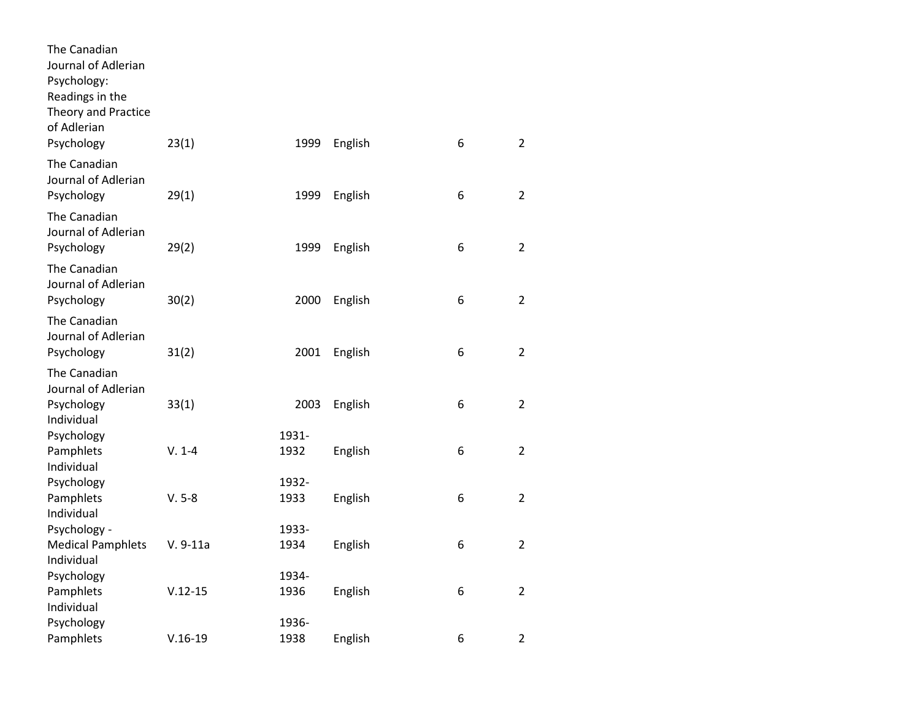| | | | | | |
|---|---|---|---|---|---|
| The Canadian Journal of Adlerian Psychology: Readings in the Theory and Practice of Adlerian Psychology | 23(1) | 1999 | English | 6 | 2 |
| The Canadian Journal of Adlerian Psychology | 29(1) | 1999 | English | 6 | 2 |
| The Canadian Journal of Adlerian Psychology | 29(2) | 1999 | English | 6 | 2 |
| The Canadian Journal of Adlerian Psychology | 30(2) | 2000 | English | 6 | 2 |
| The Canadian Journal of Adlerian Psychology | 31(2) | 2001 | English | 6 | 2 |
| The Canadian Journal of Adlerian Psychology | 33(1) | 2003 | English | 6 | 2 |
| Individual Psychology Pamphlets | V. 1-4 | 1931-1932 | English | 6 | 2 |
| Individual Psychology Pamphlets | V. 5-8 | 1932-1933 | English | 6 | 2 |
| Individual Psychology - Medical Pamphlets | V. 9-11a | 1933-1934 | English | 6 | 2 |
| Individual Psychology Pamphlets | V.12-15 | 1934-1936 | English | 6 | 2 |
| Individual Psychology Pamphlets | V.16-19 | 1936-1938 | English | 6 | 2 |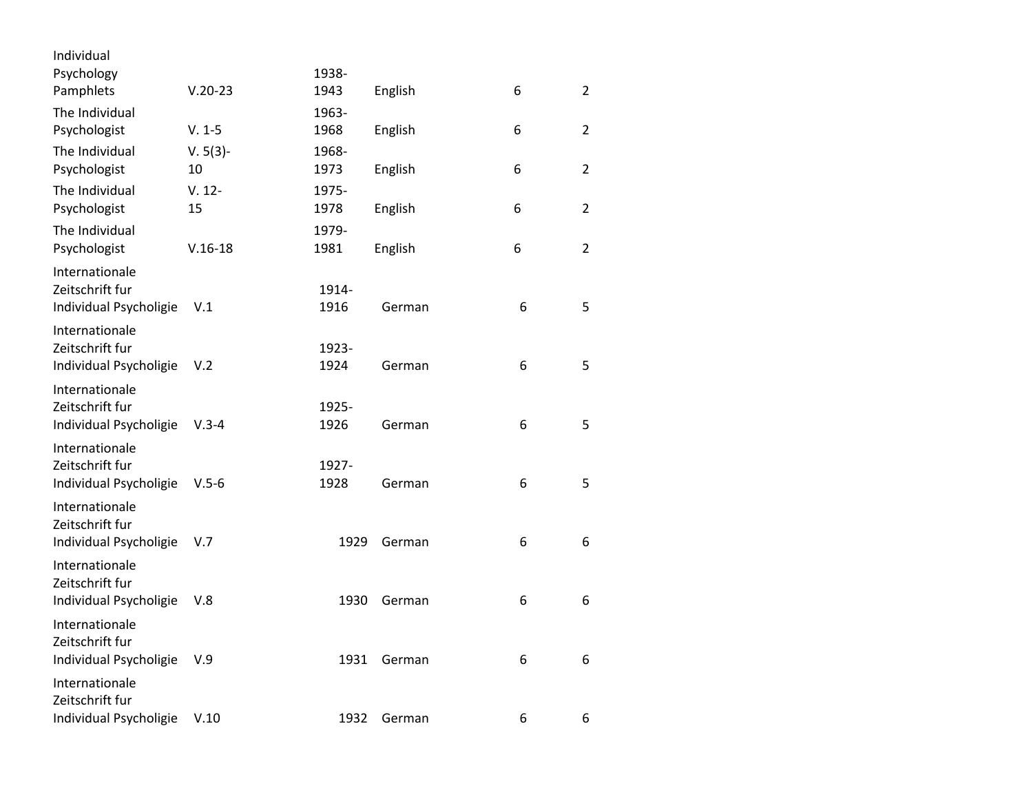| | | | | | |
|---|---|---|---|---|---|
| Individual Psychology Pamphlets | V.20-23 | 1938-1943 | English | 6 | 2 |
| The Individual Psychologist | V. 1-5 | 1963-1968 | English | 6 | 2 |
| The Individual Psychologist | V. 5(3)-10 | 1968-1973 | English | 6 | 2 |
| The Individual Psychologist | V. 12-15 | 1975-1978 | English | 6 | 2 |
| The Individual Psychologist | V.16-18 | 1979-1981 | English | 6 | 2 |
| Internationale Zeitschrift fur Individual Psycholigie | V.1 | 1914-1916 | German | 6 | 5 |
| Internationale Zeitschrift fur Individual Psycholigie | V.2 | 1923-1924 | German | 6 | 5 |
| Internationale Zeitschrift fur Individual Psycholigie | V.3-4 | 1925-1926 | German | 6 | 5 |
| Internationale Zeitschrift fur Individual Psycholigie | V.5-6 | 1927-1928 | German | 6 | 5 |
| Internationale Zeitschrift fur Individual Psycholigie | V.7 | 1929 | German | 6 | 6 |
| Internationale Zeitschrift fur Individual Psycholigie | V.8 | 1930 | German | 6 | 6 |
| Internationale Zeitschrift fur Individual Psycholigie | V.9 | 1931 | German | 6 | 6 |
| Internationale Zeitschrift fur Individual Psycholigie | V.10 | 1932 | German | 6 | 6 |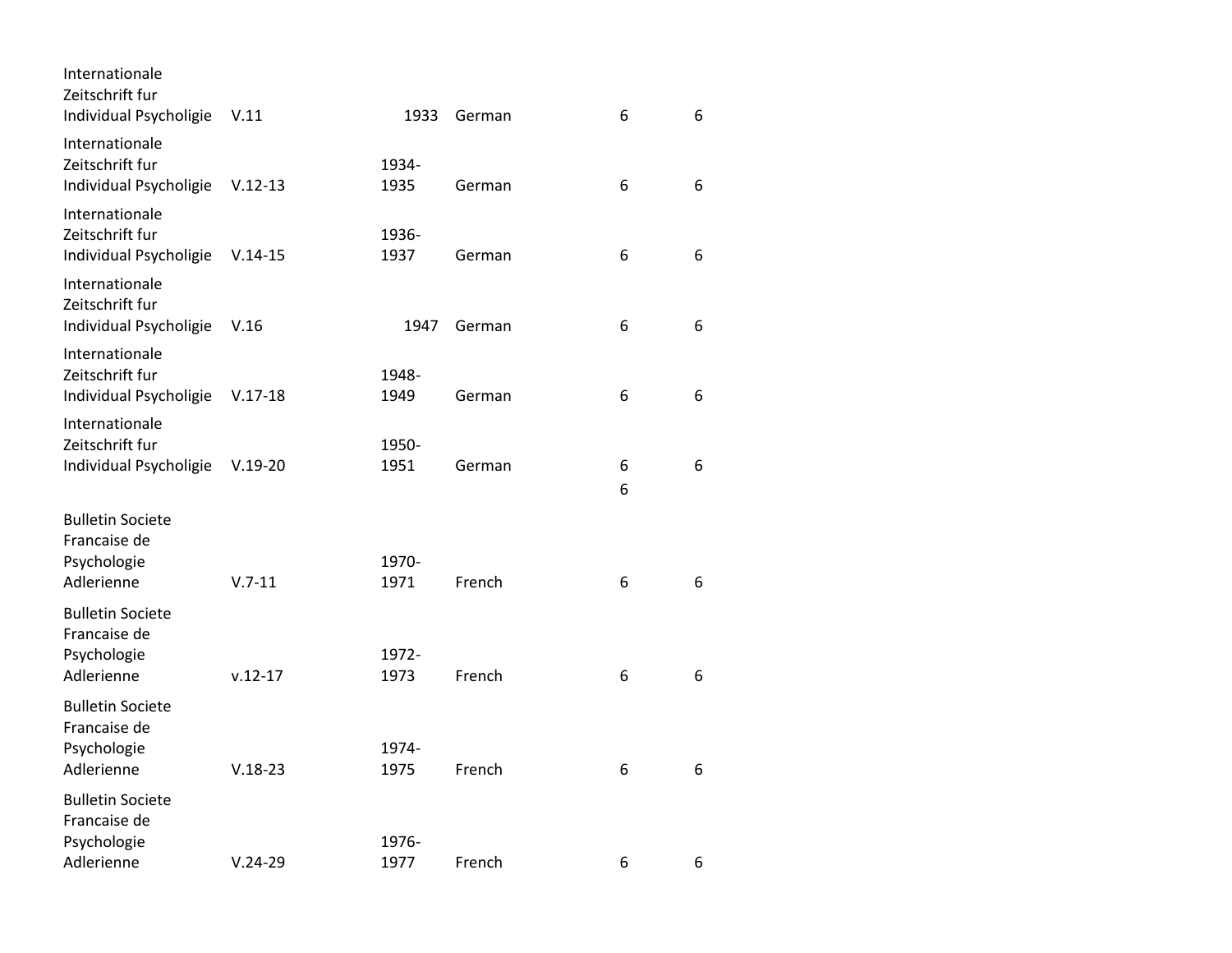| | | | | | |
|---|---|---|---|---|---|
| Internationale Zeitschrift fur Individual Psycholigie | V.11 | 1933 | German | 6 | 6 |
| Internationale Zeitschrift fur Individual Psycholigie | V.12-13 | 1934-1935 | German | 6 | 6 |
| Internationale Zeitschrift fur Individual Psycholigie | V.14-15 | 1936-1937 | German | 6 | 6 |
| Internationale Zeitschrift fur Individual Psycholigie | V.16 | 1947 | German | 6 | 6 |
| Internationale Zeitschrift fur Individual Psycholigie | V.17-18 | 1948-1949 | German | 6 | 6 |
| Internationale Zeitschrift fur Individual Psycholigie | V.19-20 | 1950-1951 | German | 6 | 6 |
| | | | | 6 | |
| Bulletin Societe Francaise de Psychologie Adlerienne | V.7-11 | 1970-1971 | French | 6 | 6 |
| Bulletin Societe Francaise de Psychologie Adlerienne | v.12-17 | 1972-1973 | French | 6 | 6 |
| Bulletin Societe Francaise de Psychologie Adlerienne | V.18-23 | 1974-1975 | French | 6 | 6 |
| Bulletin Societe Francaise de Psychologie Adlerienne | V.24-29 | 1976-1977 | French | 6 | 6 |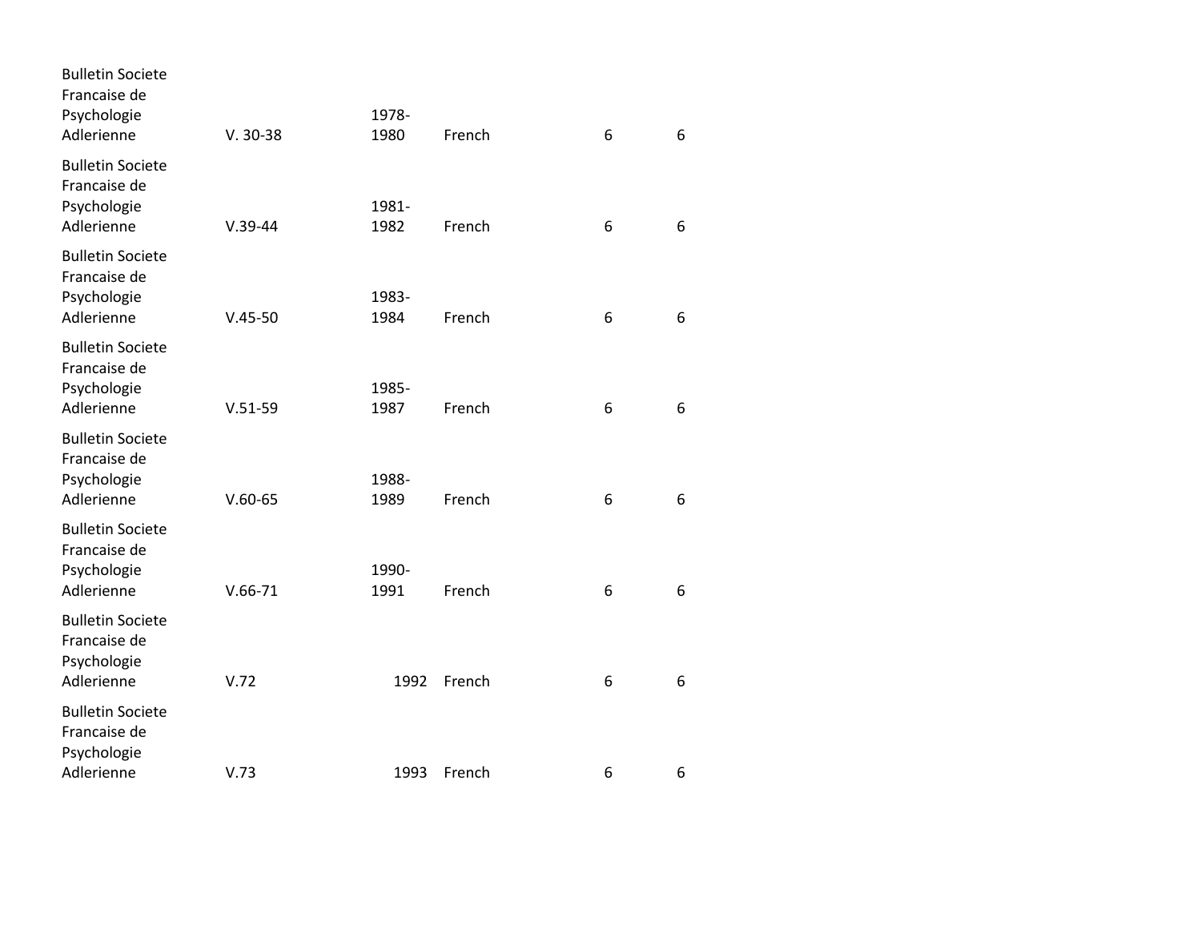| | | | | | |
|---|---|---|---|---|---|
| Bulletin Societe Francaise de Psychologie Adlerienne | V. 30-38 | 1978-1980 | French | 6 | 6 |
| Bulletin Societe Francaise de Psychologie Adlerienne | V.39-44 | 1981-1982 | French | 6 | 6 |
| Bulletin Societe Francaise de Psychologie Adlerienne | V.45-50 | 1983-1984 | French | 6 | 6 |
| Bulletin Societe Francaise de Psychologie Adlerienne | V.51-59 | 1985-1987 | French | 6 | 6 |
| Bulletin Societe Francaise de Psychologie Adlerienne | V.60-65 | 1988-1989 | French | 6 | 6 |
| Bulletin Societe Francaise de Psychologie Adlerienne | V.66-71 | 1990-1991 | French | 6 | 6 |
| Bulletin Societe Francaise de Psychologie Adlerienne | V.72 | 1992 | French | 6 | 6 |
| Bulletin Societe Francaise de Psychologie Adlerienne | V.73 | 1993 | French | 6 | 6 |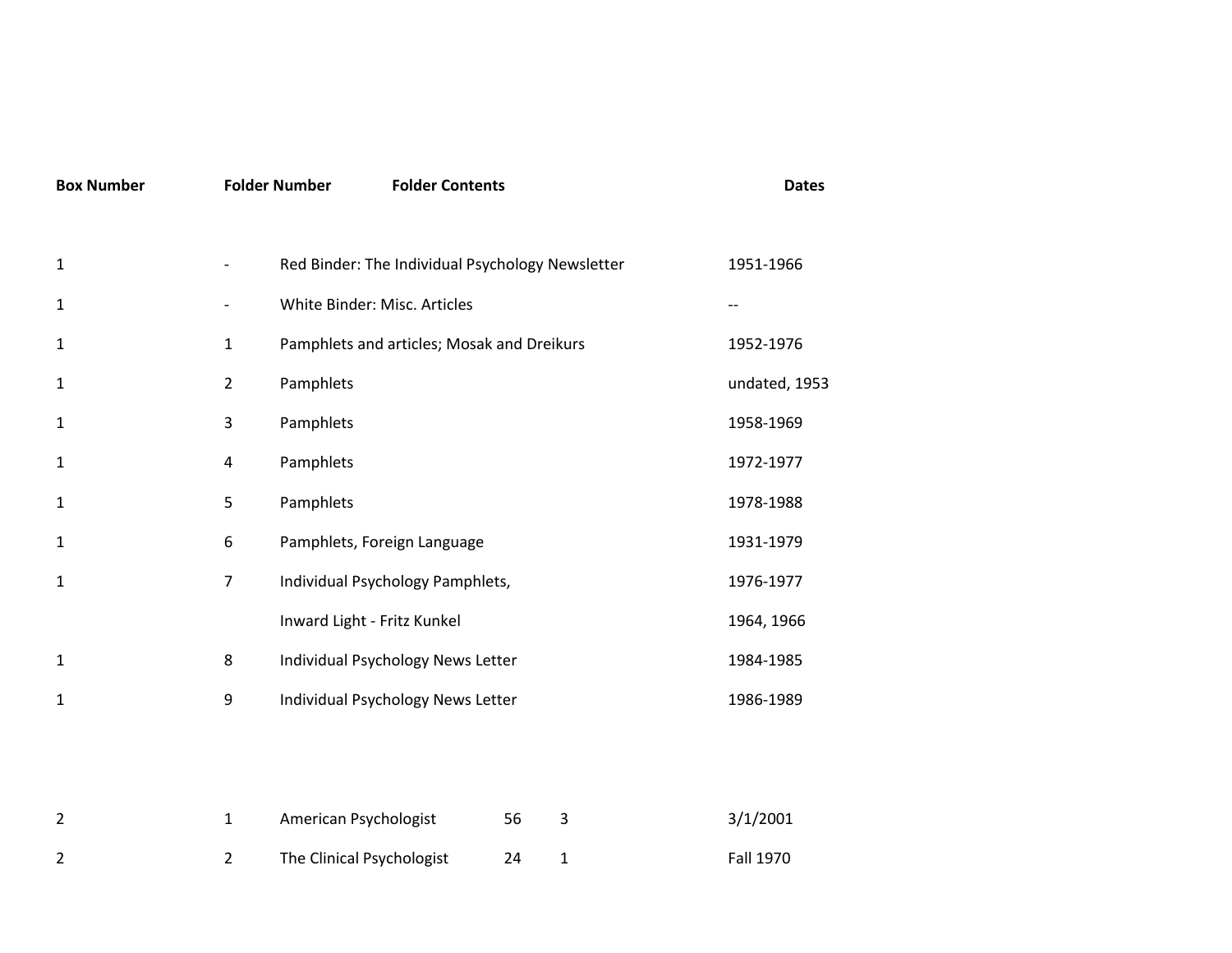| Box Number | Folder Number | Folder Contents | | | Dates |
|---|---|---|---|---|---|
| 1 | - | Red Binder: The Individual Psychology Newsletter | | | 1951-1966 |
| 1 | - | White Binder: Misc. Articles | | | -- |
| 1 | 1 | Pamphlets and articles; Mosak and Dreikurs | | | 1952-1976 |
| 1 | 2 | Pamphlets | | | undated, 1953 |
| 1 | 3 | Pamphlets | | | 1958-1969 |
| 1 | 4 | Pamphlets | | | 1972-1977 |
| 1 | 5 | Pamphlets | | | 1978-1988 |
| 1 | 6 | Pamphlets, Foreign Language | | | 1931-1979 |
| 1 | 7 | Individual Psychology Pamphlets, | | | 1976-1977 |
| | | Inward Light - Fritz Kunkel | | | 1964, 1966 |
| 1 | 8 | Individual Psychology News Letter | | | 1984-1985 |
| 1 | 9 | Individual Psychology News Letter | | | 1986-1989 |
| | | | | | |
| 2 | 1 | American Psychologist | 56 | 3 | 3/1/2001 |
| 2 | 2 | The Clinical Psychologist | 24 | 1 | Fall 1970 |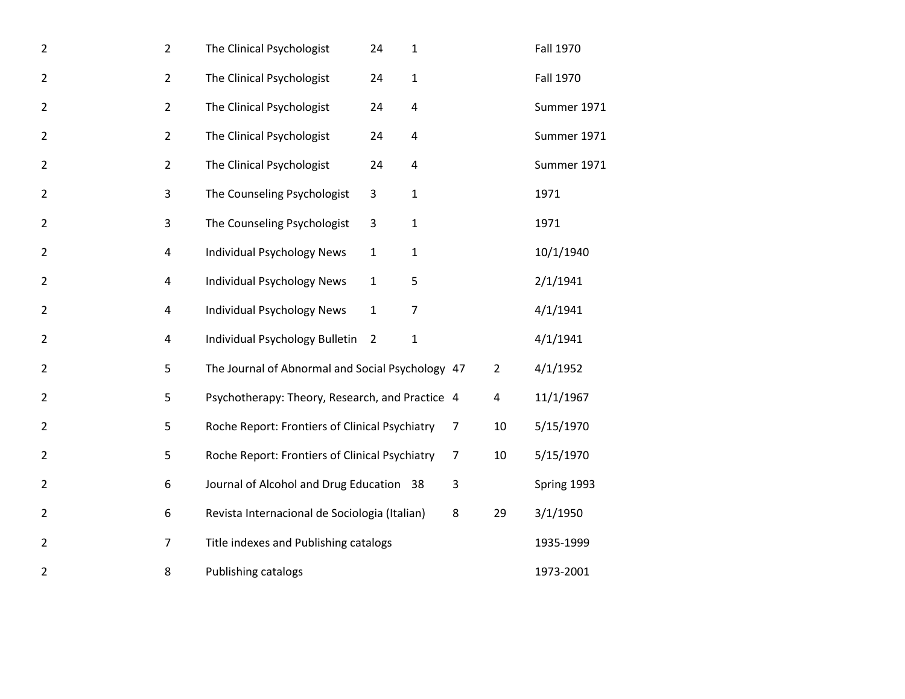| | | | | | | | |
|---|---|---|---|---|---|---|---|
| 2 | 2 | The Clinical Psychologist | 24 | 1 | | | Fall 1970 |
| 2 | 2 | The Clinical Psychologist | 24 | 1 | | | Fall 1970 |
| 2 | 2 | The Clinical Psychologist | 24 | 4 | | | Summer 1971 |
| 2 | 2 | The Clinical Psychologist | 24 | 4 | | | Summer 1971 |
| 2 | 2 | The Clinical Psychologist | 24 | 4 | | | Summer 1971 |
| 2 | 3 | The Counseling Psychologist | 3 | 1 | | | 1971 |
| 2 | 3 | The Counseling Psychologist | 3 | 1 | | | 1971 |
| 2 | 4 | Individual Psychology News | 1 | 1 | | | 10/1/1940 |
| 2 | 4 | Individual Psychology News | 1 | 5 | | | 2/1/1941 |
| 2 | 4 | Individual Psychology News | 1 | 7 | | | 4/1/1941 |
| 2 | 4 | Individual Psychology Bulletin | 2 | 1 | | | 4/1/1941 |
| 2 | 5 | The Journal of Abnormal and Social Psychology | | | 47 | 2 | 4/1/1952 |
| 2 | 5 | Psychotherapy: Theory, Research, and Practice | | | 4 | 4 | 11/1/1967 |
| 2 | 5 | Roche Report: Frontiers of Clinical Psychiatry | | | 7 | 10 | 5/15/1970 |
| 2 | 5 | Roche Report: Frontiers of Clinical Psychiatry | | | 7 | 10 | 5/15/1970 |
| 2 | 6 | Journal of Alcohol and Drug Education | | 38 | 3 | | Spring 1993 |
| 2 | 6 | Revista Internacional de Sociologia (Italian) | | | 8 | 29 | 3/1/1950 |
| 2 | 7 | Title indexes and Publishing catalogs | | | | | 1935-1999 |
| 2 | 8 | Publishing catalogs | | | | | 1973-2001 |